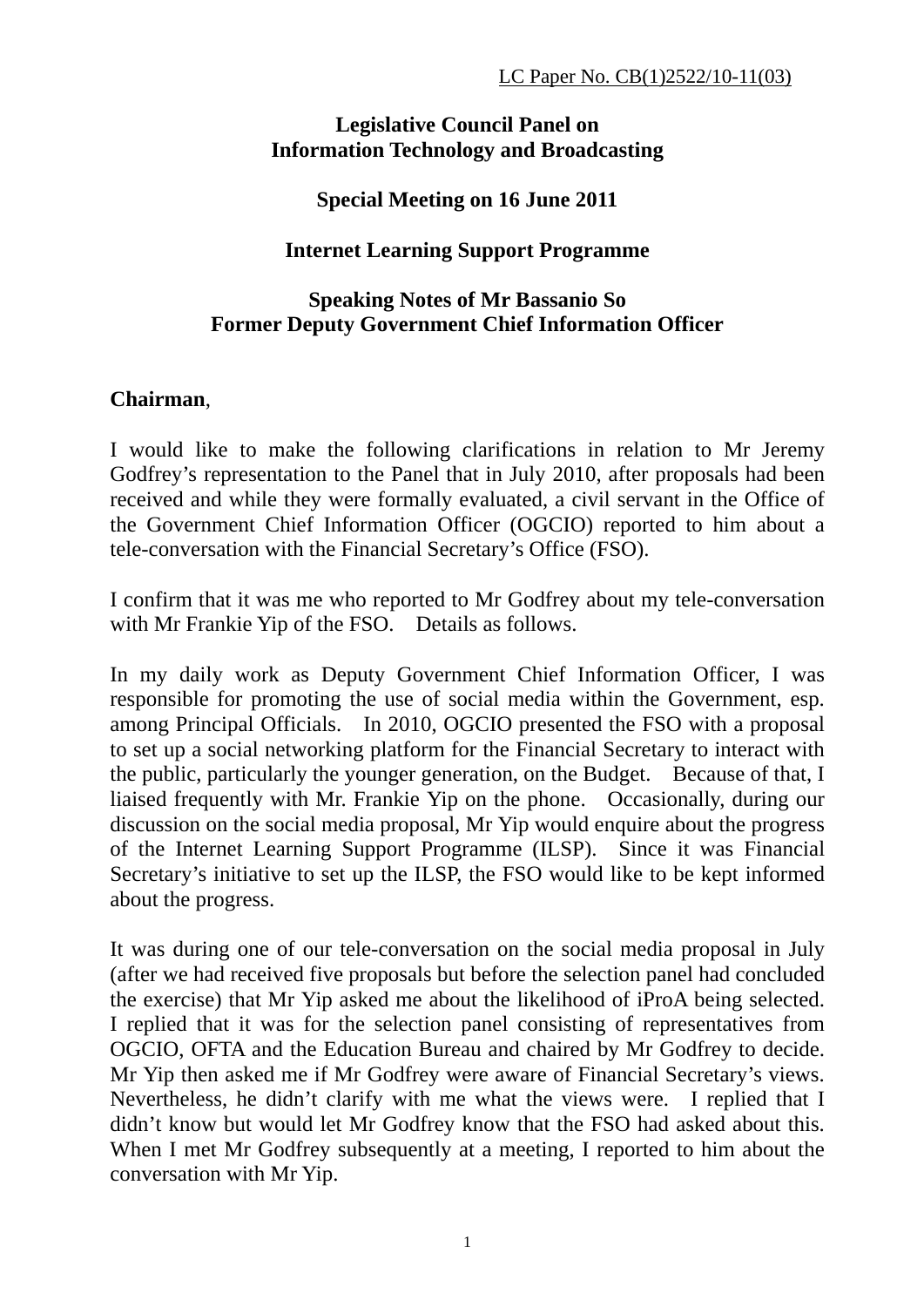LC Paper No. CB(1)2522/10-11(03)

**Legislative Council Panel on**
**Information Technology and Broadcasting**

**Special Meeting on 16 June 2011**

**Internet Learning Support Programme**

**Speaking Notes of Mr Bassanio So**
**Former Deputy Government Chief Information Officer**

**Chairman**,

I would like to make the following clarifications in relation to Mr Jeremy Godfrey's representation to the Panel that in July 2010, after proposals had been received and while they were formally evaluated, a civil servant in the Office of the Government Chief Information Officer (OGCIO) reported to him about a tele-conversation with the Financial Secretary's Office (FSO).

I confirm that it was me who reported to Mr Godfrey about my tele-conversation with Mr Frankie Yip of the FSO. Details as follows.

In my daily work as Deputy Government Chief Information Officer, I was responsible for promoting the use of social media within the Government, esp. among Principal Officials. In 2010, OGCIO presented the FSO with a proposal to set up a social networking platform for the Financial Secretary to interact with the public, particularly the younger generation, on the Budget. Because of that, I liaised frequently with Mr. Frankie Yip on the phone. Occasionally, during our discussion on the social media proposal, Mr Yip would enquire about the progress of the Internet Learning Support Programme (ILSP). Since it was Financial Secretary's initiative to set up the ILSP, the FSO would like to be kept informed about the progress.

It was during one of our tele-conversation on the social media proposal in July (after we had received five proposals but before the selection panel had concluded the exercise) that Mr Yip asked me about the likelihood of iProA being selected. I replied that it was for the selection panel consisting of representatives from OGCIO, OFTA and the Education Bureau and chaired by Mr Godfrey to decide. Mr Yip then asked me if Mr Godfrey were aware of Financial Secretary's views. Nevertheless, he didn't clarify with me what the views were. I replied that I didn't know but would let Mr Godfrey know that the FSO had asked about this. When I met Mr Godfrey subsequently at a meeting, I reported to him about the conversation with Mr Yip.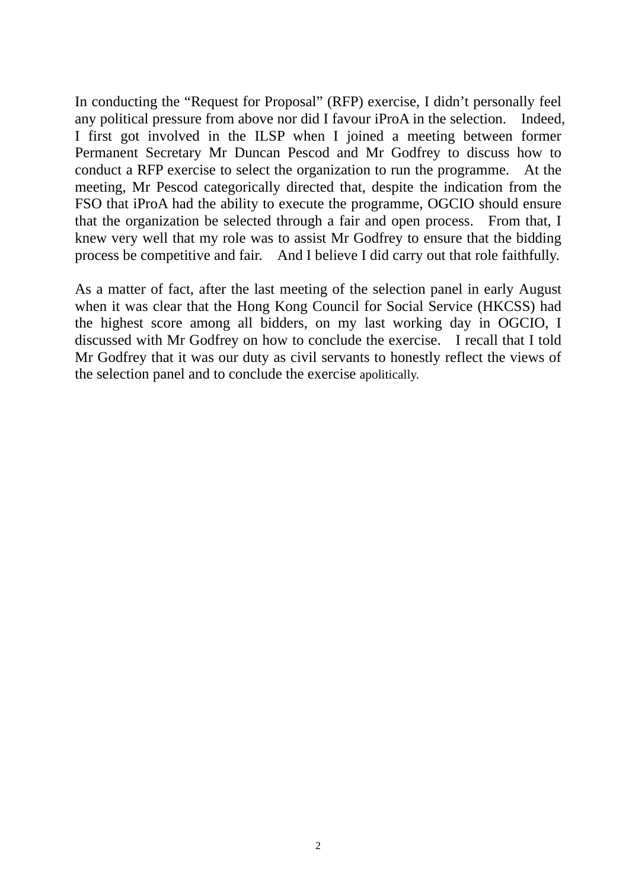In conducting the "Request for Proposal" (RFP) exercise, I didn't personally feel any political pressure from above nor did I favour iProA in the selection. Indeed, I first got involved in the ILSP when I joined a meeting between former Permanent Secretary Mr Duncan Pescod and Mr Godfrey to discuss how to conduct a RFP exercise to select the organization to run the programme. At the meeting, Mr Pescod categorically directed that, despite the indication from the FSO that iProA had the ability to execute the programme, OGCIO should ensure that the organization be selected through a fair and open process. From that, I knew very well that my role was to assist Mr Godfrey to ensure that the bidding process be competitive and fair. And I believe I did carry out that role faithfully.

As a matter of fact, after the last meeting of the selection panel in early August when it was clear that the Hong Kong Council for Social Service (HKCSS) had the highest score among all bidders, on my last working day in OGCIO, I discussed with Mr Godfrey on how to conclude the exercise. I recall that I told Mr Godfrey that it was our duty as civil servants to honestly reflect the views of the selection panel and to conclude the exercise apolitically.